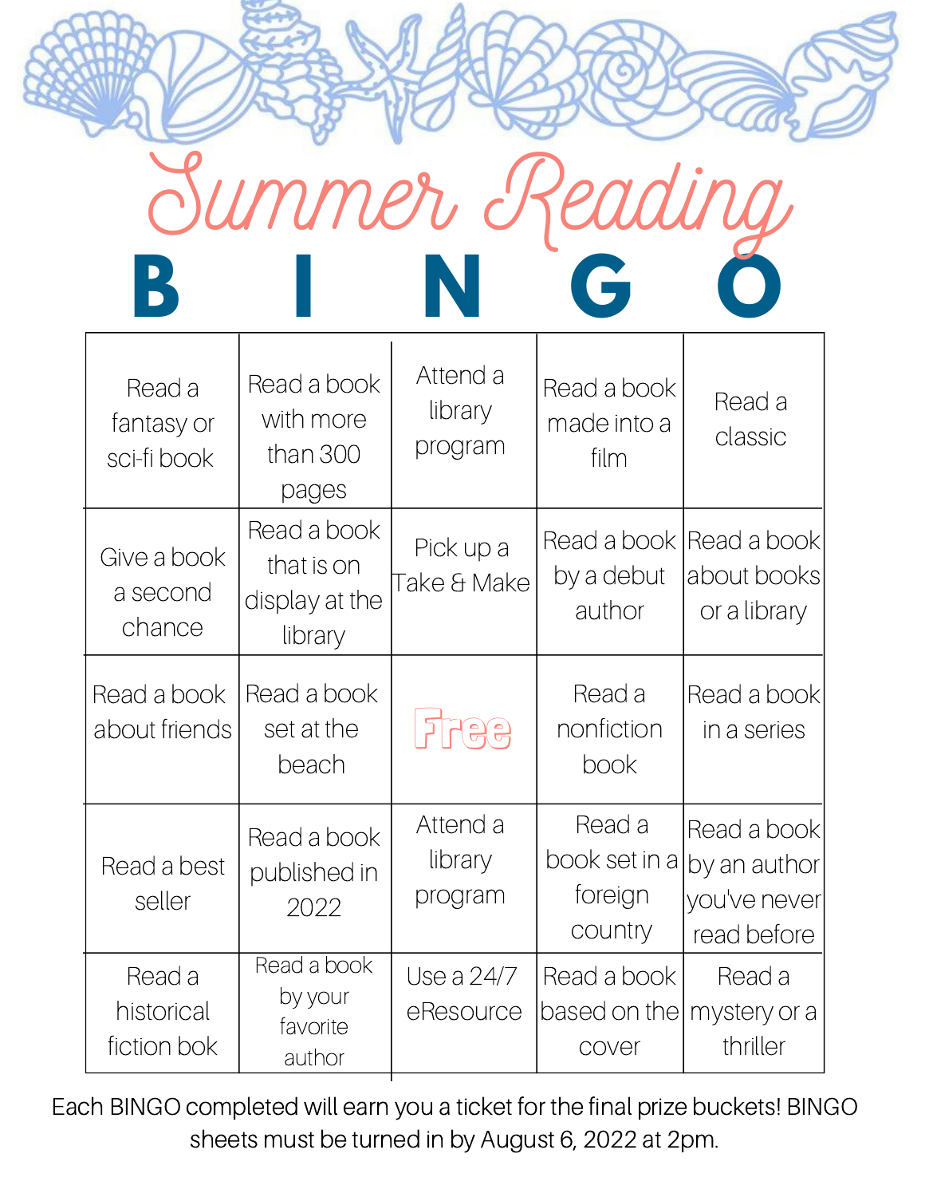# Summer Reading

# BINGO

| B | I | N | G | O |
| --- | --- | --- | --- | --- |
| Read a fantasy or sci-fi book | Read a book with more than 300 pages | Attend a library program | Read a book made into a film | Read a classic |
| Give a book a second chance | Read a book that is on display at the library | Pick up a Take & Make | Read a book by a debut author | Read a book about books or a library |
| Read a book about friends | Read a book set at the beach | Free | Read a nonfiction book | Read a book in a series |
| Read a best seller | Read a book published in 2022 | Attend a library program | Read a book set in a foreign country | Read a book by an author you've never read before |
| Read a historical fiction bok | Read a book by your favorite author | Use a 24/7 eResource | Read a book based on the cover | Read a mystery or a thriller |

Each BINGO completed will earn you a ticket for the final prize buckets! BINGO sheets must be turned in by August 6, 2022 at 2pm.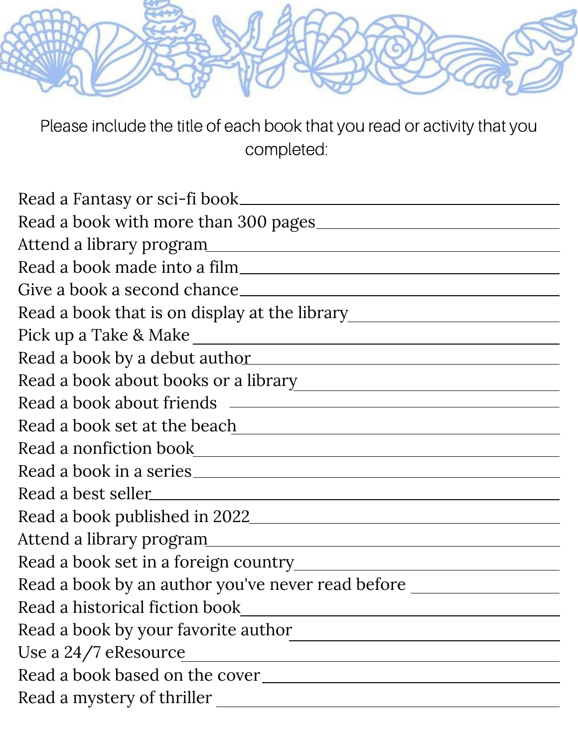Please include the title of each book that you read or activity that you completed:

Read a Fantasy or sci-fi book ______________________

Read a book with more than 300 pages ______________________

Attend a library program ______________________

Read a book made into a film ______________________

Give a book a second chance ______________________

Read a book that is on display at the library ______________________

Pick up a Take & Make ______________________

Read a book by a debut author ______________________

Read a book about books or a library ______________________

Read a book about friends ______________________

Read a book set at the beach ______________________

Read a nonfiction book ______________________

Read a book in a series ______________________

Read a best seller ______________________

Read a book published in 2022 ______________________

Attend a library program ______________________

Read a book set in a foreign country ______________________

Read a book by an author you've never read before ______________________

Read a historical fiction book ______________________

Read a book by your favorite author ______________________

Use a 24/7 eResource ______________________

Read a book based on the cover ______________________

Read a mystery of thriller ______________________